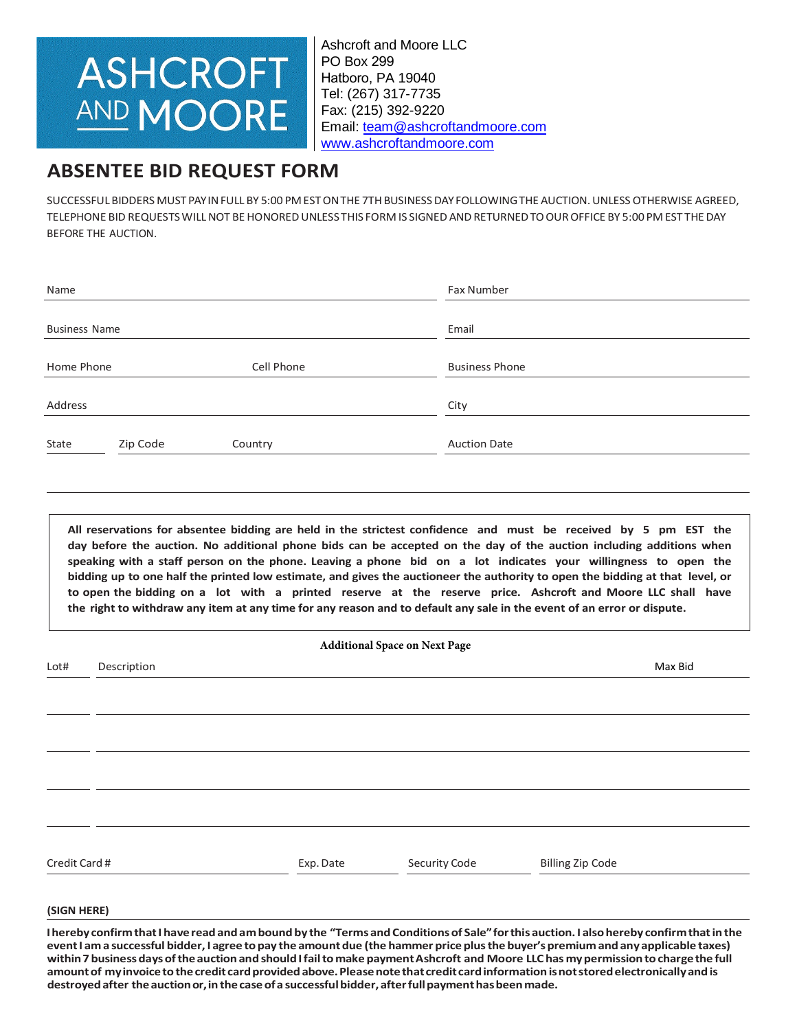ASHCROFT AND MOORE

Ashcroft and Moore LLC
PO Box 299
Hatboro, PA 19040
Tel: (267) 317-7735
Fax: (215) 392-9220
Email: team@ashcroftandmoore.com
www.ashcroftandmoore.com

# ABSENTEE BID REQUEST FORM

SUCCESSFUL BIDDERS MUST PAY IN FULL BY 5:00 PM EST ON THE 7TH BUSINESS DAY FOLLOWING THE AUCTION. UNLESS OTHERWISE AGREED, TELEPHONE BID REQUESTS WILL NOT BE HONORED UNLESS THIS FORM IS SIGNED AND RETURNED TO OUR OFFICE BY 5:00 PM EST THE DAY BEFORE THE AUCTION.

Name ______________________ Fax Number ______________________

Business Name ______________________ Email ______________________

Home Phone __________ Cell Phone __________ Business Phone ______________________

Address ______________________ City ______________________

State ______ Zip Code ______ Country ______ Auction Date ______________________

**All reservations for absentee bidding are held in the strictest confidence and must be received by 5 pm EST the day before the auction. No additional phone bids can be accepted on the day of the auction including additions when speaking with a staff person on the phone. Leaving a phone bid on a lot indicates your willingness to open the bidding up to one half the printed low estimate, and gives the auctioneer the authority to open the bidding at that level, or to open the bidding on a lot with a printed reserve at the reserve price. Ashcroft and Moore LLC shall have the right to withdraw any item at any time for any reason and to default any sale in the event of an error or dispute.**

**Additional Space on Next Page**

| Lot# | Description | Max Bid |
| --- | --- | --- |
| | | |
| | | |
| | | |
| | | |

Credit Card # ______________ Exp. Date ______ Security Code ______ Billing Zip Code ______

**(SIGN HERE)**

**I hereby confirm that I have read and am bound by the "Terms and Conditions of Sale" for this auction. I also hereby confirm that in the event I am a successful bidder, I agree to pay the amount due (the hammer price plus the buyer's premium and any applicable taxes) within 7 business days of the auction and should I fail to make payment Ashcroft and Moore LLC has my permission to charge the full amount of my invoice to the credit card provided above. Please note that credit card information is not stored electronically and is destroyed after the auction or, in the case of a successful bidder, after full payment has been made.**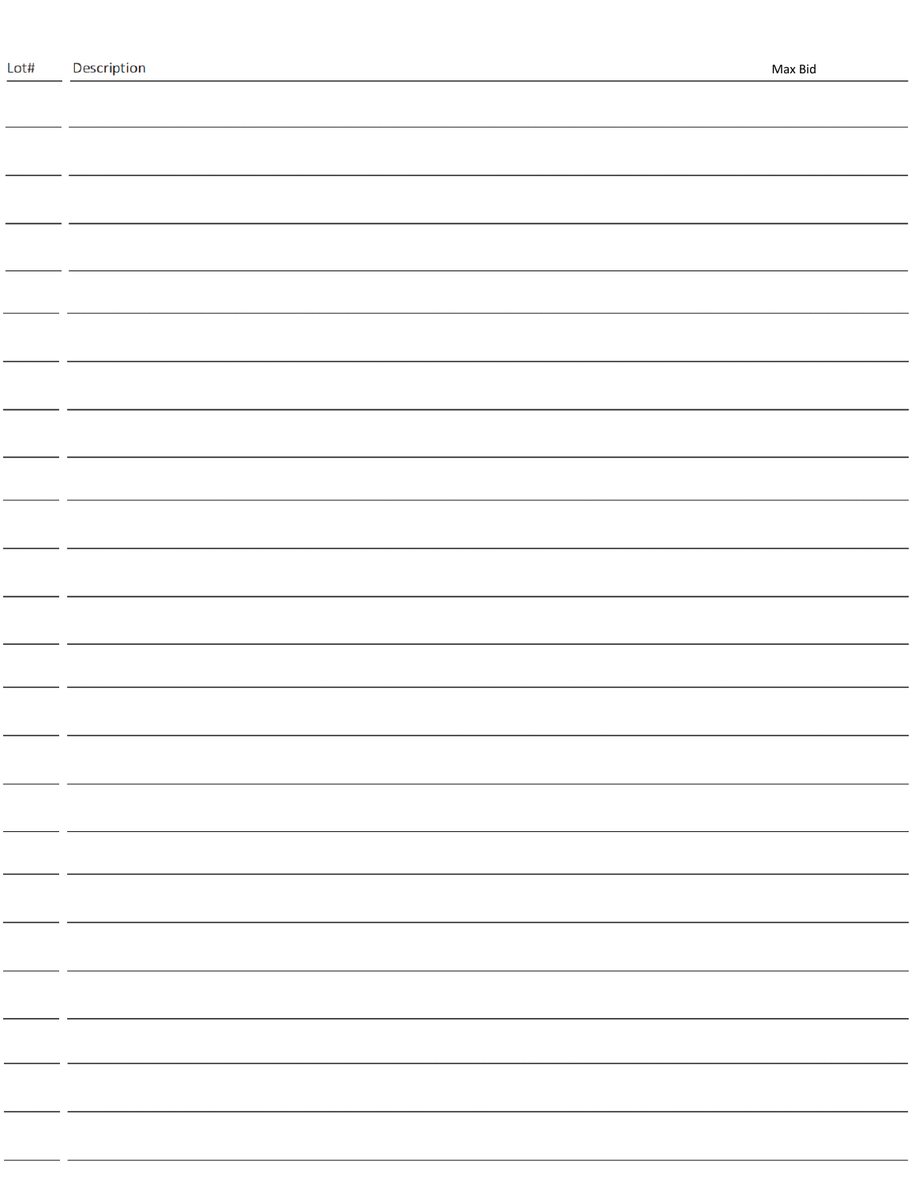| Lot# | Description | Max Bid |
| --- | --- | --- |
| | | |
| | | |
| | | |
| | | |
| | | |
| | | |
| | | |
| | | |
| | | |
| | | |
| | | |
| | | |
| | | |
| | | |
| | | |
| | | |
| | | |
| | | |
| | | |
| | | |
| | | |
| | | |
| | | |